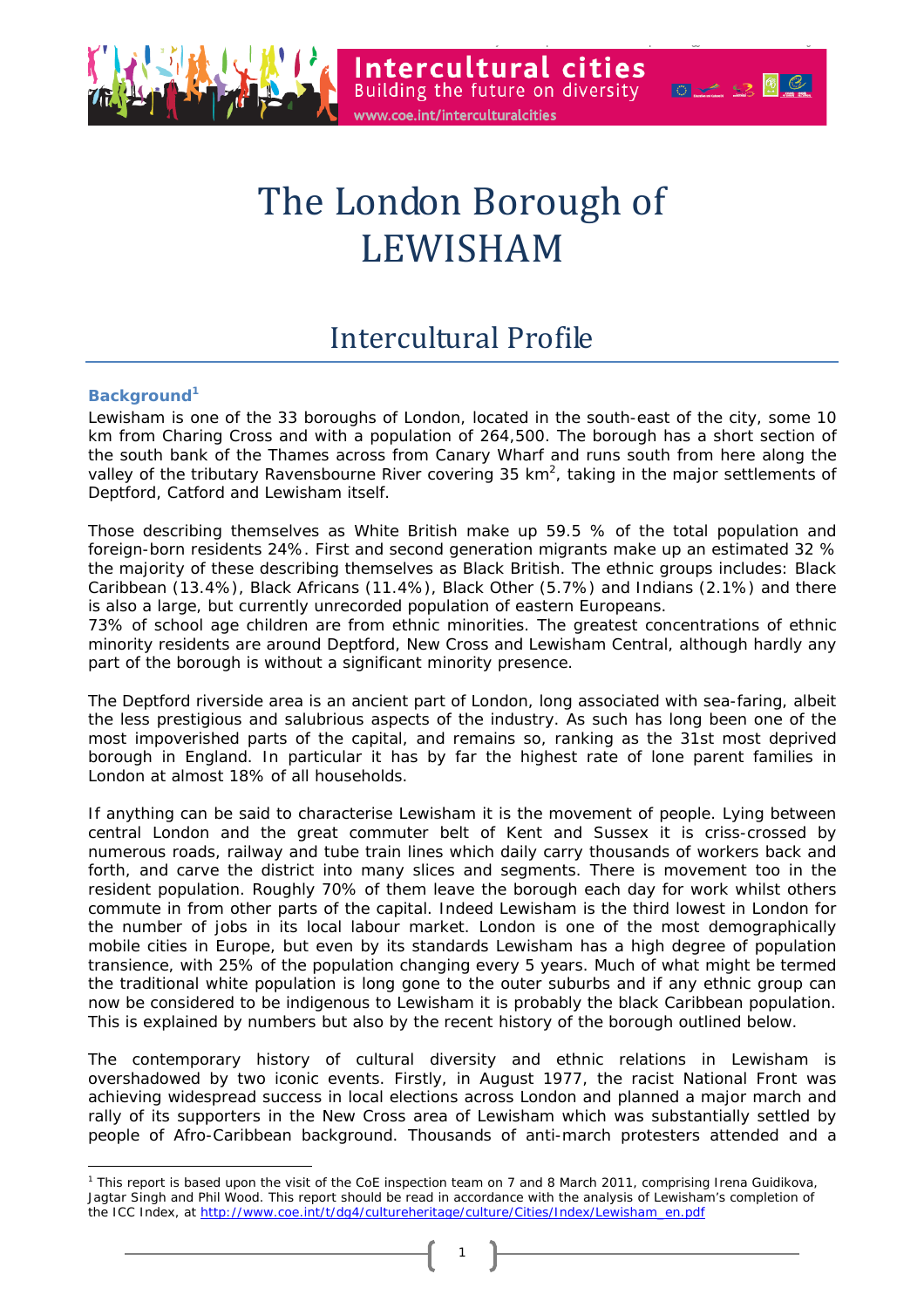# The London Borough of LEWISHAM

## Intercultural Profile

### Background[1]

Lewisham is one of the 33 boroughs of London, located in the south-east of the city, some 10 km from Charing Cross and with a population of 264,500. The borough has a short section of the south bank of the Thames across from Canary Wharf and runs south from here along the valley of the tributary Ravensbourne River covering 35 km$^2$, taking in the major settlements of Deptford, Catford and Lewisham itself.

Those describing themselves as White British make up 59.5 % of the total population and foreign-born residents 24%. First and second generation migrants make up an estimated 32 % the majority of these describing themselves as Black British. The ethnic groups includes: Black Caribbean (13.4%), Black Africans (11.4%), Black Other (5.7%) and Indians (2.1%) and there is also a large, but currently unrecorded population of eastern Europeans.

73% of school age children are from ethnic minorities. The greatest concentrations of ethnic minority residents are around Deptford, New Cross and Lewisham Central, although hardly any part of the borough is without a significant minority presence.

The Deptford riverside area is an ancient part of London, long associated with sea-faring, albeit the less prestigious and salubrious aspects of the industry. As such has long been one of the most impoverished parts of the capital, and remains so, ranking as the 31st most deprived borough in England. In particular it has by far the highest rate of lone parent families in London at almost 18% of all households.

If anything can be said to characterise Lewisham it is the movement of people. Lying between central London and the great commuter belt of Kent and Sussex it is criss-crossed by numerous roads, railway and tube train lines which daily carry thousands of workers back and forth, and carve the district into many slices and segments. There is movement too in the resident population. Roughly 70% of them leave the borough each day for work whilst others commute in from other parts of the capital. Indeed Lewisham is the third lowest in London for the number of jobs in its local labour market. London is one of the most demographically mobile cities in Europe, but even by its standards Lewisham has a high degree of population transience, with 25% of the population changing every 5 years. Much of what might be termed the traditional white population is long gone to the outer suburbs and if any ethnic group can now be considered to be indigenous to Lewisham it is probably the black Caribbean population. This is explained by numbers but also by the recent history of the borough outlined below.

The contemporary history of cultural diversity and ethnic relations in Lewisham is overshadowed by two iconic events. Firstly, in August 1977, the racist National Front was achieving widespread success in local elections across London and planned a major march and rally of its supporters in the New Cross area of Lewisham which was substantially settled by people of Afro-Caribbean background. Thousands of anti-march protesters attended and a

---

[1] This report is based upon the visit of the CoE inspection team on 7 and 8 March 2011, comprising Irena Guidikova, Jagtar Singh and Phil Wood. This report should be read in accordance with the analysis of Lewisham's completion of the ICC Index, at http://www.coe.int/t/dg4/cultureheritage/culture/Cities/Index/Lewisham_en.pdf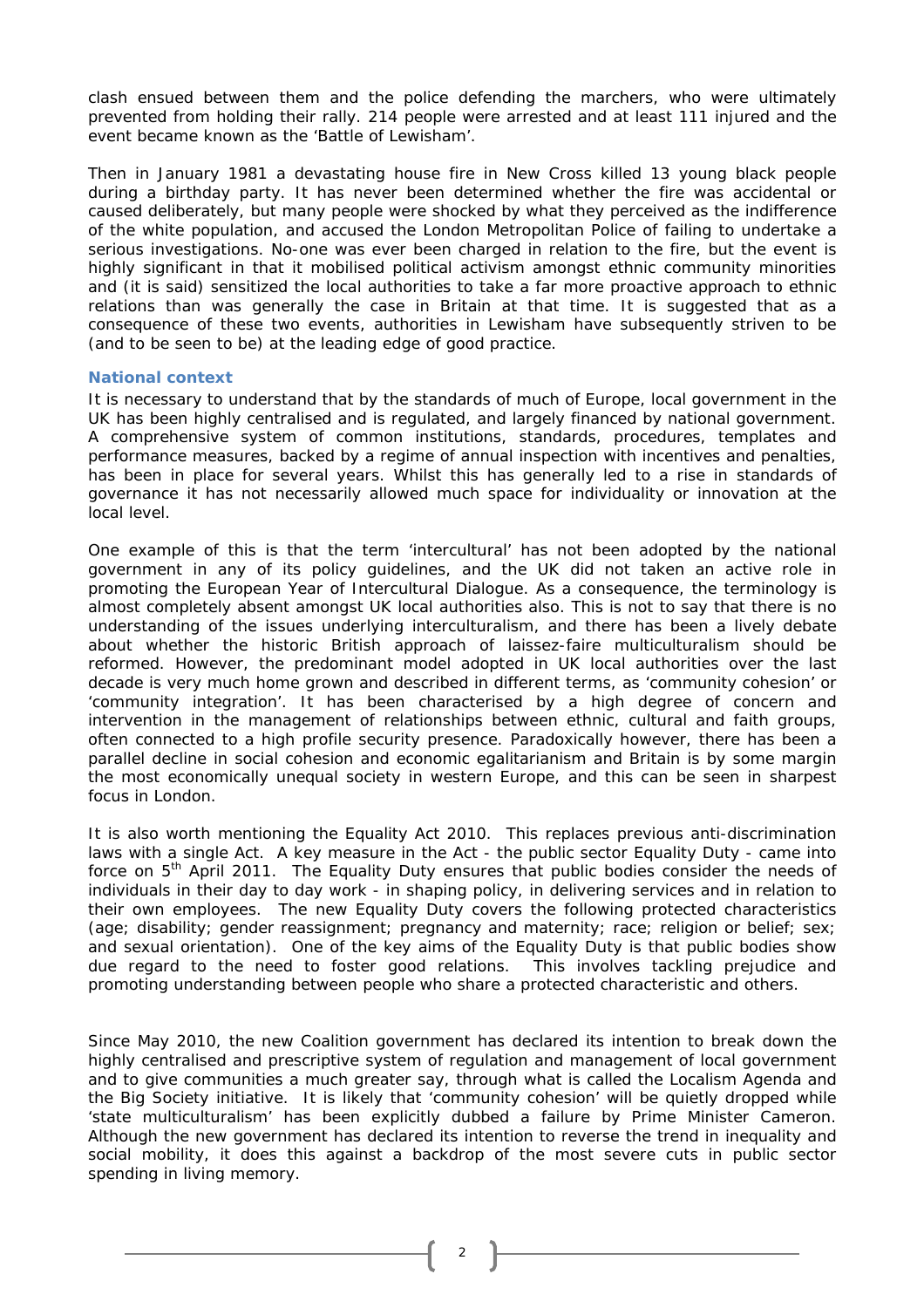clash ensued between them and the police defending the marchers, who were ultimately prevented from holding their rally. 214 people were arrested and at least 111 injured and the event became known as the 'Battle of Lewisham'.

Then in January 1981 a devastating house fire in New Cross killed 13 young black people during a birthday party. It has never been determined whether the fire was accidental or caused deliberately, but many people were shocked by what they perceived as the indifference of the white population, and accused the London Metropolitan Police of failing to undertake a serious investigations. No-one was ever been charged in relation to the fire, but the event is highly significant in that it mobilised political activism amongst ethnic community minorities and (it is said) sensitized the local authorities to take a far more proactive approach to ethnic relations than was generally the case in Britain at that time. It is suggested that as a consequence of these two events, authorities in Lewisham have subsequently striven to be (and to be seen to be) at the leading edge of good practice.

### National context

It is necessary to understand that by the standards of much of Europe, local government in the UK has been highly centralised and is regulated, and largely financed by national government. A comprehensive system of common institutions, standards, procedures, templates and performance measures, backed by a regime of annual inspection with incentives and penalties, has been in place for several years. Whilst this has generally led to a rise in standards of governance it has not necessarily allowed much space for individuality or innovation at the local level.

One example of this is that the term 'intercultural' has not been adopted by the national government in any of its policy guidelines, and the UK did not taken an active role in promoting the European Year of Intercultural Dialogue. As a consequence, the terminology is almost completely absent amongst UK local authorities also. This is not to say that there is no understanding of the issues underlying interculturalism, and there has been a lively debate about whether the historic British approach of laissez-faire multiculturalism should be reformed. However, the predominant model adopted in UK local authorities over the last decade is very much home grown and described in different terms, as 'community cohesion' or 'community integration'. It has been characterised by a high degree of concern and intervention in the management of relationships between ethnic, cultural and faith groups, often connected to a high profile security presence. Paradoxically however, there has been a parallel decline in social cohesion and economic egalitarianism and Britain is by some margin the most economically unequal society in western Europe, and this can be seen in sharpest focus in London.

It is also worth mentioning the Equality Act 2010. This replaces previous anti-discrimination laws with a single Act. A key measure in the Act - the public sector Equality Duty - came into force on 5th April 2011. The Equality Duty ensures that public bodies consider the needs of individuals in their day to day work - in shaping policy, in delivering services and in relation to their own employees. The new Equality Duty covers the following protected characteristics (age; disability; gender reassignment; pregnancy and maternity; race; religion or belief; sex; and sexual orientation). One of the key aims of the Equality Duty is that public bodies show due regard to the need to foster good relations. This involves tackling prejudice and promoting understanding between people who share a protected characteristic and others.

Since May 2010, the new Coalition government has declared its intention to break down the highly centralised and prescriptive system of regulation and management of local government and to give communities a much greater say, through what is called the Localism Agenda and the Big Society initiative. It is likely that 'community cohesion' will be quietly dropped while 'state multiculturalism' has been explicitly dubbed a failure by Prime Minister Cameron. Although the new government has declared its intention to reverse the trend in inequality and social mobility, it does this against a backdrop of the most severe cuts in public sector spending in living memory.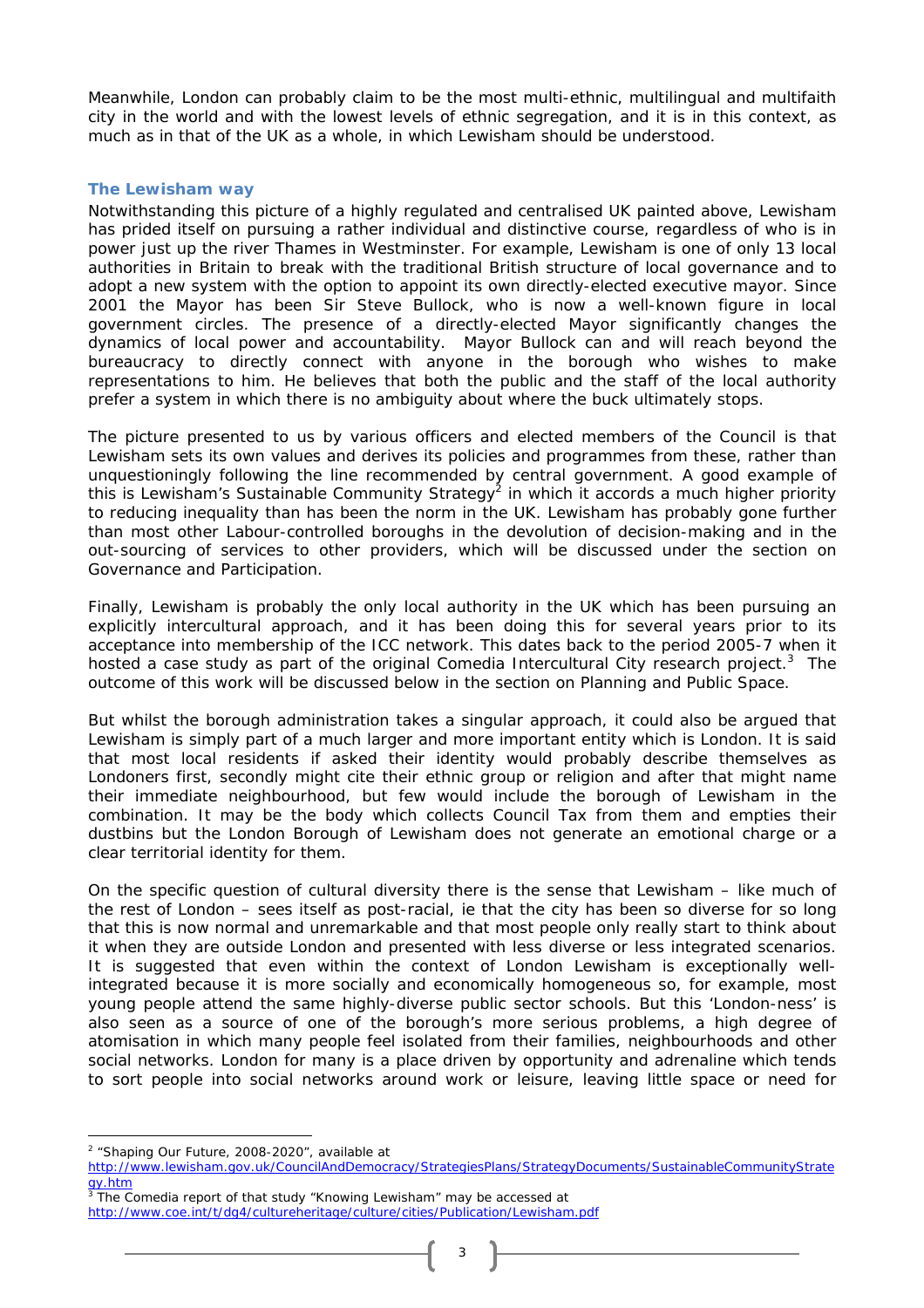Meanwhile, London can probably claim to be the most multi-ethnic, multilingual and multifaith city in the world and with the lowest levels of ethnic segregation, and it is in this context, as much as in that of the UK as a whole, in which Lewisham should be understood.

### The Lewisham way

Notwithstanding this picture of a highly regulated and centralised UK painted above, Lewisham has prided itself on pursuing a rather individual and distinctive course, regardless of who is in power just up the river Thames in Westminster. For example, Lewisham is one of only 13 local authorities in Britain to break with the traditional British structure of local governance and to adopt a new system with the option to appoint its own directly-elected executive mayor. Since 2001 the Mayor has been Sir Steve Bullock, who is now a well-known figure in local government circles. The presence of a directly-elected Mayor significantly changes the dynamics of local power and accountability. Mayor Bullock can and will reach beyond the bureaucracy to directly connect with anyone in the borough who wishes to make representations to him. He believes that both the public and the staff of the local authority prefer a system in which there is no ambiguity about where the buck ultimately stops.

The picture presented to us by various officers and elected members of the Council is that Lewisham sets its own values and derives its policies and programmes from these, rather than unquestioningly following the line recommended by central government. A good example of this is Lewisham's Sustainable Community Strategy[2] in which it accords a much higher priority to reducing inequality than has been the norm in the UK. Lewisham has probably gone further than most other Labour-controlled boroughs in the devolution of decision-making and in the out-sourcing of services to other providers, which will be discussed under the section on Governance and Participation.

Finally, Lewisham is probably the only local authority in the UK which has been pursuing an explicitly intercultural approach, and it has been doing this for several years prior to its acceptance into membership of the ICC network. This dates back to the period 2005-7 when it hosted a case study as part of the original Comedia Intercultural City research project.[3] The outcome of this work will be discussed below in the section on Planning and Public Space.

But whilst the borough administration takes a singular approach, it could also be argued that Lewisham is simply part of a much larger and more important entity which is London. It is said that most local residents if asked their identity would probably describe themselves as Londoners first, secondly might cite their ethnic group or religion and after that might name their immediate neighbourhood, but few would include the borough of Lewisham in the combination. It may be the body which collects Council Tax from them and empties their dustbins but the London Borough of Lewisham does not generate an emotional charge or a clear territorial identity for them.

On the specific question of cultural diversity there is the sense that Lewisham – like much of the rest of London – sees itself as post-racial, ie that the city has been so diverse for so long that this is now normal and unremarkable and that most people only really start to think about it when they are outside London and presented with less diverse or less integrated scenarios. It is suggested that even within the context of London Lewisham is exceptionally well-integrated because it is more socially and economically homogeneous so, for example, most young people attend the same highly-diverse public sector schools. But this 'London-ness' is also seen as a source of one of the borough's more serious problems, a high degree of atomisation in which many people feel isolated from their families, neighbourhoods and other social networks. London for many is a place driven by opportunity and adrenaline which tends to sort people into social networks around work or leisure, leaving little space or need for

---

[2] "Shaping Our Future, 2008-2020", available at http://www.lewisham.gov.uk/CouncilAndDemocracy/StrategiesPlans/StrategyDocuments/SustainableCommunityStrategy.htm

[3] The Comedia report of that study "Knowing Lewisham" may be accessed at http://www.coe.int/t/dg4/cultureheritage/culture/cities/Publication/Lewisham.pdf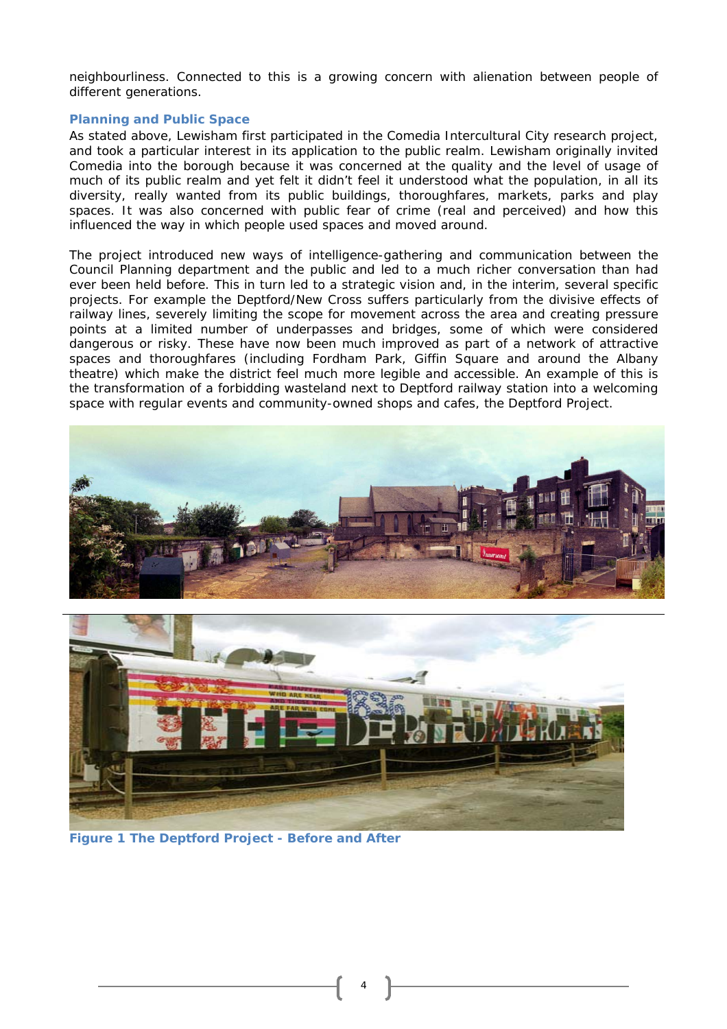neighbourliness. Connected to this is a growing concern with alienation between people of different generations.

## Planning and Public Space

As stated above, Lewisham first participated in the Comedia Intercultural City research project, and took a particular interest in its application to the public realm. Lewisham originally invited Comedia into the borough because it was concerned at the quality and the level of usage of much of its public realm and yet felt it didn't feel it understood what the population, in all its diversity, really wanted from its public buildings, thoroughfares, markets, parks and play spaces. It was also concerned with public fear of crime (real and perceived) and how this influenced the way in which people used spaces and moved around.

The project introduced new ways of intelligence-gathering and communication between the Council Planning department and the public and led to a much richer conversation than had ever been held before. This in turn led to a strategic vision and, in the interim, several specific projects. For example the Deptford/New Cross suffers particularly from the divisive effects of railway lines, severely limiting the scope for movement across the area and creating pressure points at a limited number of underpasses and bridges, some of which were considered dangerous or risky. These have now been much improved as part of a network of attractive spaces and thoroughfares (including Fordham Park, Giffin Square and around the Albany theatre) which make the district feel much more legible and accessible. An example of this is the transformation of a forbidding wasteland next to Deptford railway station into a welcoming space with regular events and community-owned shops and cafes, the Deptford Project.

**Figure 1 The Deptford Project - Before and After**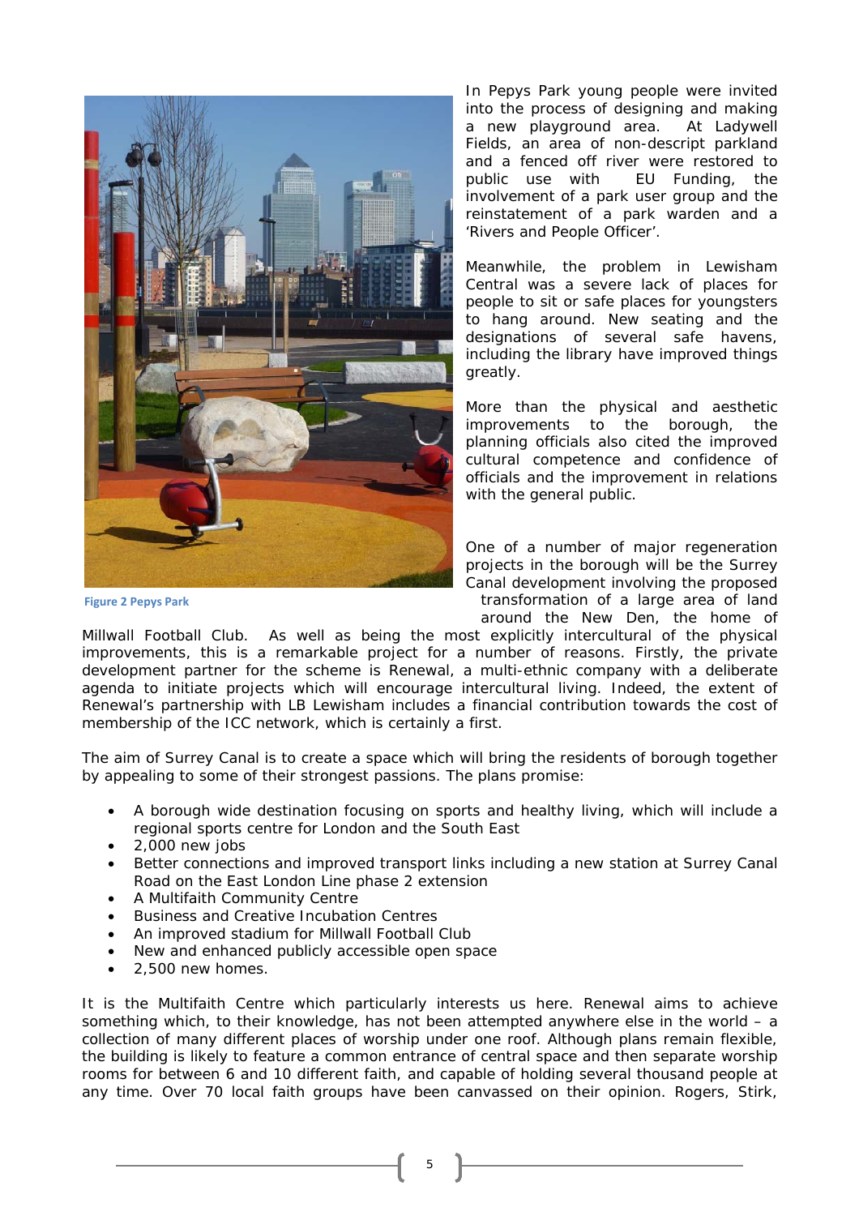Figure 2 Pepys Park

In Pepys Park young people were invited into the process of designing and making a new playground area. At Ladywell Fields, an area of non-descript parkland and a fenced off river were restored to public use with EU Funding, the involvement of a park user group and the reinstatement of a park warden and a 'Rivers and People Officer'.

Meanwhile, the problem in Lewisham Central was a severe lack of places for people to sit or safe places for youngsters to hang around. New seating and the designations of several safe havens, including the library have improved things greatly.

More than the physical and aesthetic improvements to the borough, the planning officials also cited the improved cultural competence and confidence of officials and the improvement in relations with the general public.

One of a number of major regeneration projects in the borough will be the Surrey Canal development involving the proposed transformation of a large area of land around the New Den, the home of Millwall Football Club. As well as being the most explicitly intercultural of the physical improvements, this is a remarkable project for a number of reasons. Firstly, the private development partner for the scheme is Renewal, a multi-ethnic company with a deliberate agenda to initiate projects which will encourage intercultural living. Indeed, the extent of Renewal's partnership with LB Lewisham includes a financial contribution towards the cost of membership of the ICC network, which is certainly a first.

The aim of Surrey Canal is to create a space which will bring the residents of borough together by appealing to some of their strongest passions. The plans promise:

- A borough wide destination focusing on sports and healthy living, which will include a regional sports centre for London and the South East
- 2,000 new jobs
- Better connections and improved transport links including a new station at Surrey Canal Road on the East London Line phase 2 extension
- A Multifaith Community Centre
- Business and Creative Incubation Centres
- An improved stadium for Millwall Football Club
- New and enhanced publicly accessible open space
- 2,500 new homes.

It is the Multifaith Centre which particularly interests us here. Renewal aims to achieve something which, to their knowledge, has not been attempted anywhere else in the world – a collection of many different places of worship under one roof. Although plans remain flexible, the building is likely to feature a common entrance of central space and then separate worship rooms for between 6 and 10 different faith, and capable of holding several thousand people at any time. Over 70 local faith groups have been canvassed on their opinion. Rogers, Stirk,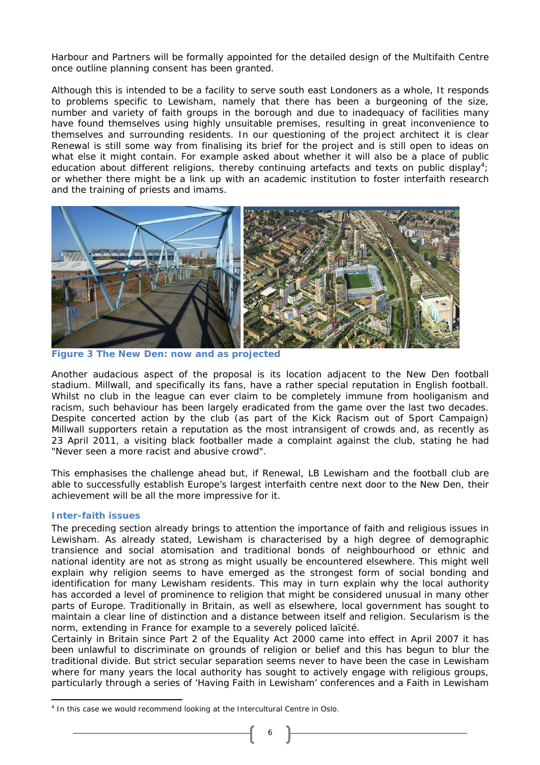Harbour and Partners will be formally appointed for the detailed design of the Multifaith Centre once outline planning consent has been granted.

Although this is intended to be a facility to serve south east Londoners as a whole, It responds to problems specific to Lewisham, namely that there has been a burgeoning of the size, number and variety of faith groups in the borough and due to inadequacy of facilities many have found themselves using highly unsuitable premises, resulting in great inconvenience to themselves and surrounding residents. In our questioning of the project architect it is clear Renewal is still some way from finalising its brief for the project and is still open to ideas on what else it might contain. For example asked about whether it will also be a place of public education about different religions, thereby continuing artefacts and texts on public display[4]; or whether there might be a link up with an academic institution to foster interfaith research and the training of priests and imams.

**Figure 3 The New Den: now and as projected**

Another audacious aspect of the proposal is its location adjacent to the New Den football stadium. Millwall, and specifically its fans, have a rather special reputation in English football. Whilst no club in the league can ever claim to be completely immune from hooliganism and racism, such behaviour has been largely eradicated from the game over the last two decades. Despite concerted action by the club (as part of the Kick Racism out of Sport Campaign) Millwall supporters retain a reputation as the most intransigent of crowds and, as recently as 23 April 2011, a visiting black footballer made a complaint against the club, stating he had "Never seen a more racist and abusive crowd".

This emphasises the challenge ahead but, if Renewal, LB Lewisham and the football club are able to successfully establish Europe's largest interfaith centre next door to the New Den, their achievement will be all the more impressive for it.

### Inter-faith issues

The preceding section already brings to attention the importance of faith and religious issues in Lewisham. As already stated, Lewisham is characterised by a high degree of demographic transience and social atomisation and traditional bonds of neighbourhood or ethnic and national identity are not as strong as might usually be encountered elsewhere. This might well explain why religion seems to have emerged as the strongest form of social bonding and identification for many Lewisham residents. This may in turn explain why the local authority has accorded a level of prominence to religion that might be considered unusual in many other parts of Europe. Traditionally in Britain, as well as elsewhere, local government has sought to maintain a clear line of distinction and a distance between itself and religion. Secularism is the norm, extending in France for example to a severely policed laïcité.

Certainly in Britain since Part 2 of the Equality Act 2000 came into effect in April 2007 it has been unlawful to discriminate on grounds of religion or belief and this has begun to blur the traditional divide. But strict secular separation seems never to have been the case in Lewisham where for many years the local authority has sought to actively engage with religious groups, particularly through a series of 'Having Faith in Lewisham' conferences and a Faith in Lewisham

---

[4] In this case we would recommend looking at the Intercultural Centre in Oslo.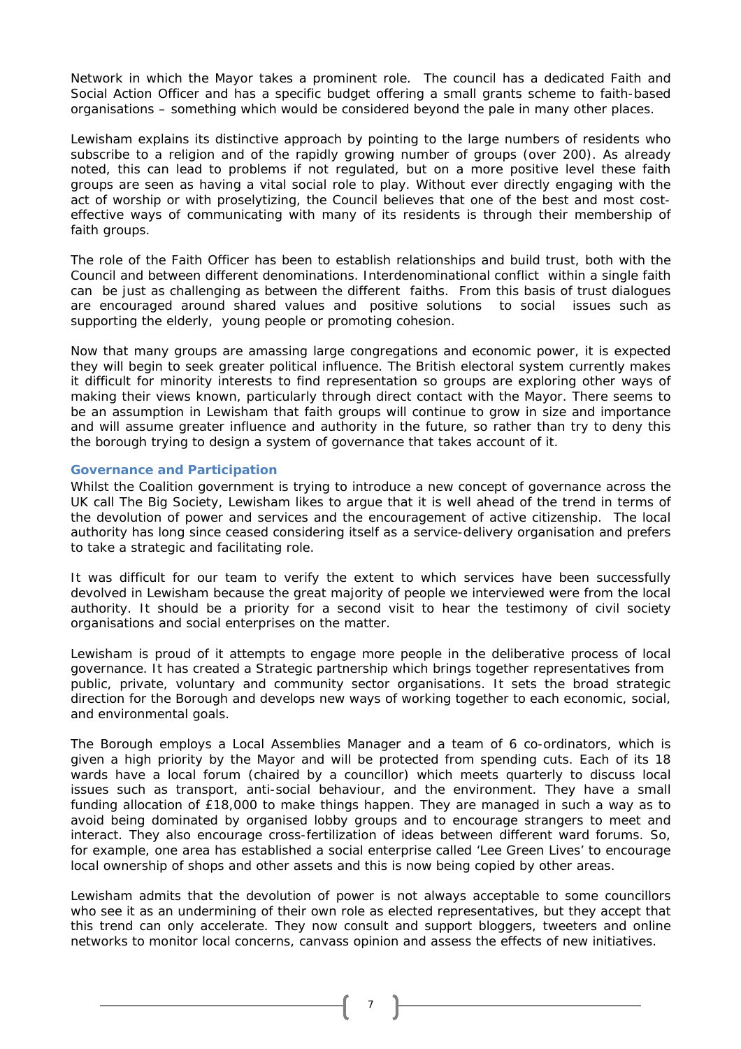Network in which the Mayor takes a prominent role. The council has a dedicated Faith and Social Action Officer and has a specific budget offering a small grants scheme to faith-based organisations – something which would be considered beyond the pale in many other places.

Lewisham explains its distinctive approach by pointing to the large numbers of residents who subscribe to a religion and of the rapidly growing number of groups (over 200). As already noted, this can lead to problems if not regulated, but on a more positive level these faith groups are seen as having a vital social role to play. Without ever directly engaging with the act of worship or with proselytizing, the Council believes that one of the best and most cost-effective ways of communicating with many of its residents is through their membership of faith groups.

The role of the Faith Officer has been to establish relationships and build trust, both with the Council and between different denominations. Interdenominational conflict within a single faith can be just as challenging as between the different faiths. From this basis of trust dialogues are encouraged around shared values and positive solutions to social issues such as supporting the elderly, young people or promoting cohesion.

Now that many groups are amassing large congregations and economic power, it is expected they will begin to seek greater political influence. The British electoral system currently makes it difficult for minority interests to find representation so groups are exploring other ways of making their views known, particularly through direct contact with the Mayor. There seems to be an assumption in Lewisham that faith groups will continue to grow in size and importance and will assume greater influence and authority in the future, so rather than try to deny this the borough trying to design a system of governance that takes account of it.

## Governance and Participation

Whilst the Coalition government is trying to introduce a new concept of governance across the UK call The Big Society, Lewisham likes to argue that it is well ahead of the trend in terms of the devolution of power and services and the encouragement of active citizenship. The local authority has long since ceased considering itself as a service-delivery organisation and prefers to take a strategic and facilitating role.

It was difficult for our team to verify the extent to which services have been successfully devolved in Lewisham because the great majority of people we interviewed were from the local authority. It should be a priority for a second visit to hear the testimony of civil society organisations and social enterprises on the matter.

Lewisham is proud of it attempts to engage more people in the deliberative process of local governance. It has created a Strategic partnership which brings together representatives from public, private, voluntary and community sector organisations. It sets the broad strategic direction for the Borough and develops new ways of working together to each economic, social, and environmental goals.

The Borough employs a Local Assemblies Manager and a team of 6 co-ordinators, which is given a high priority by the Mayor and will be protected from spending cuts. Each of its 18 wards have a local forum (chaired by a councillor) which meets quarterly to discuss local issues such as transport, anti-social behaviour, and the environment. They have a small funding allocation of £18,000 to make things happen. They are managed in such a way as to avoid being dominated by organised lobby groups and to encourage strangers to meet and interact. They also encourage cross-fertilization of ideas between different ward forums. So, for example, one area has established a social enterprise called 'Lee Green Lives' to encourage local ownership of shops and other assets and this is now being copied by other areas.

Lewisham admits that the devolution of power is not always acceptable to some councillors who see it as an undermining of their own role as elected representatives, but they accept that this trend can only accelerate. They now consult and support bloggers, tweeters and online networks to monitor local concerns, canvass opinion and assess the effects of new initiatives.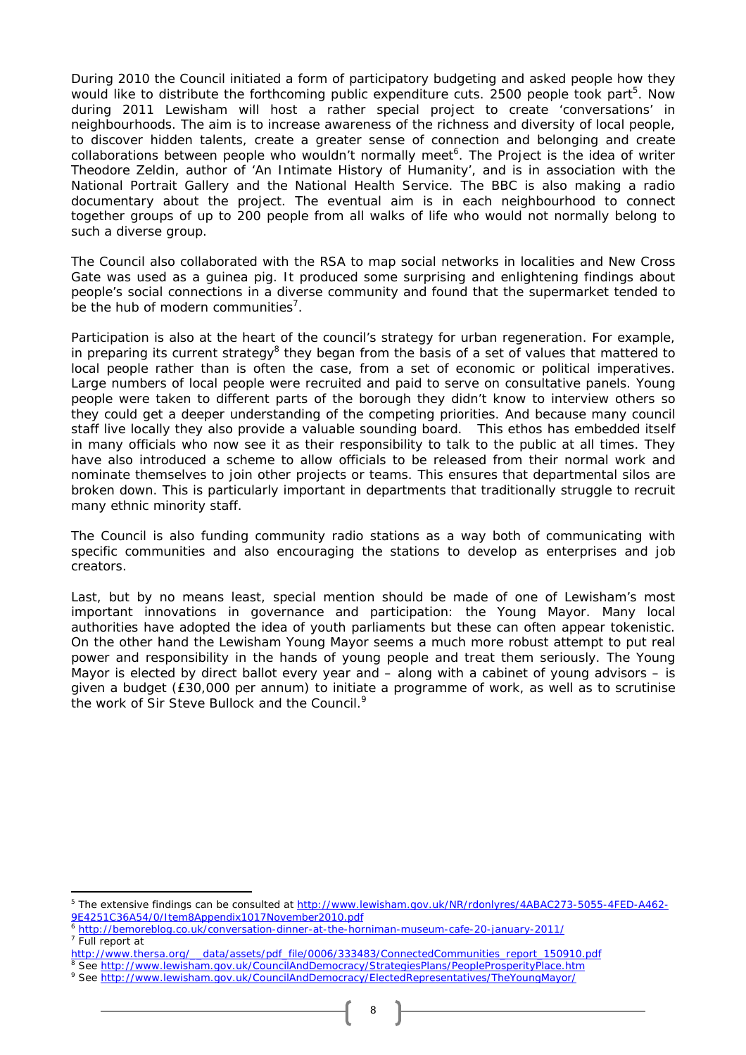During 2010 the Council initiated a form of participatory budgeting and asked people how they would like to distribute the forthcoming public expenditure cuts. 2500 people took part[5]. Now during 2011 Lewisham will host a rather special project to create 'conversations' in neighbourhoods. The aim is to increase awareness of the richness and diversity of local people, to discover hidden talents, create a greater sense of connection and belonging and create collaborations between people who wouldn't normally meet[6]. The Project is the idea of writer Theodore Zeldin, author of 'An Intimate History of Humanity', and is in association with the National Portrait Gallery and the National Health Service. The BBC is also making a radio documentary about the project. The eventual aim is in each neighbourhood to connect together groups of up to 200 people from all walks of life who would not normally belong to such a diverse group.

The Council also collaborated with the RSA to map social networks in localities and New Cross Gate was used as a guinea pig. It produced some surprising and enlightening findings about people's social connections in a diverse community and found that the supermarket tended to be the hub of modern communities[7].

Participation is also at the heart of the council's strategy for urban regeneration. For example, in preparing its current strategy[8] they began from the basis of a set of values that mattered to local people rather than is often the case, from a set of economic or political imperatives. Large numbers of local people were recruited and paid to serve on consultative panels. Young people were taken to different parts of the borough they didn't know to interview others so they could get a deeper understanding of the competing priorities. And because many council staff live locally they also provide a valuable sounding board. This ethos has embedded itself in many officials who now see it as their responsibility to talk to the public at all times. They have also introduced a scheme to allow officials to be released from their normal work and nominate themselves to join other projects or teams. This ensures that departmental silos are broken down. This is particularly important in departments that traditionally struggle to recruit many ethnic minority staff.

The Council is also funding community radio stations as a way both of communicating with specific communities and also encouraging the stations to develop as enterprises and job creators.

Last, but by no means least, special mention should be made of one of Lewisham's most important innovations in governance and participation: the Young Mayor. Many local authorities have adopted the idea of youth parliaments but these can often appear tokenistic. On the other hand the Lewisham Young Mayor seems a much more robust attempt to put real power and responsibility in the hands of young people and treat them seriously. The Young Mayor is elected by direct ballot every year and – along with a cabinet of young advisors – is given a budget (£30,000 per annum) to initiate a programme of work, as well as to scrutinise the work of Sir Steve Bullock and the Council.[9]

---

[5] The extensive findings can be consulted at http://www.lewisham.gov.uk/NR/rdonlyres/4ABAC273-5055-4FED-A462-9E4251C36A54/0/Item8Appendix1017November2010.pdf

[6] http://bemoreblog.co.uk/conversation-dinner-at-the-horniman-museum-cafe-20-january-2011/

[7] Full report at http://www.thersa.org/__data/assets/pdf_file/0006/333483/ConnectedCommunities_report_150910.pdf

[8] See http://www.lewisham.gov.uk/CouncilAndDemocracy/StrategiesPlans/PeopleProsperityPlace.htm

[9] See http://www.lewisham.gov.uk/CouncilAndDemocracy/ElectedRepresentatives/TheYoungMayor/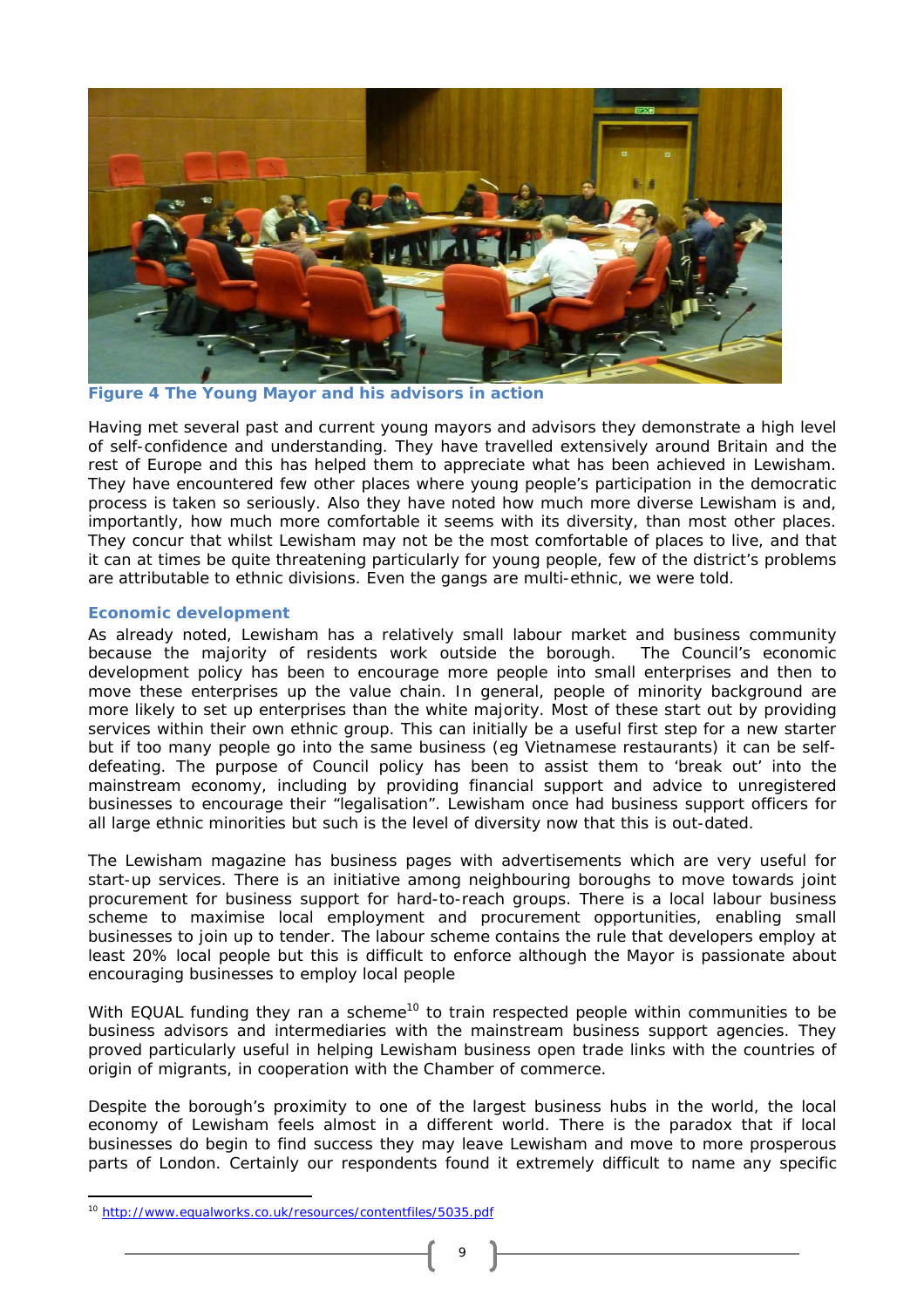Figure 4 The Young Mayor and his advisors in action

Having met several past and current young mayors and advisors they demonstrate a high level of self-confidence and understanding. They have travelled extensively around Britain and the rest of Europe and this has helped them to appreciate what has been achieved in Lewisham. They have encountered few other places where young people's participation in the democratic process is taken so seriously. Also they have noted how much more diverse Lewisham is and, importantly, how much more comfortable it seems with its diversity, than most other places. They concur that whilst Lewisham may not be the most comfortable of places to live, and that it can at times be quite threatening particularly for young people, few of the district's problems are attributable to ethnic divisions. Even the gangs are multi-ethnic, we were told.

### Economic development

As already noted, Lewisham has a relatively small labour market and business community because the majority of residents work outside the borough. The Council's economic development policy has been to encourage more people into small enterprises and then to move these enterprises up the value chain. In general, people of minority background are more likely to set up enterprises than the white majority. Most of these start out by providing services within their own ethnic group. This can initially be a useful first step for a new starter but if too many people go into the same business (eg Vietnamese restaurants) it can be self-defeating. The purpose of Council policy has been to assist them to 'break out' into the mainstream economy, including by providing financial support and advice to unregistered businesses to encourage their "legalisation". Lewisham once had business support officers for all large ethnic minorities but such is the level of diversity now that this is out-dated.

The Lewisham magazine has business pages with advertisements which are very useful for start-up services. There is an initiative among neighbouring boroughs to move towards joint procurement for business support for hard-to-reach groups. There is a local labour business scheme to maximise local employment and procurement opportunities, enabling small businesses to join up to tender. The labour scheme contains the rule that developers employ at least 20% local people but this is difficult to enforce although the Mayor is passionate about encouraging businesses to employ local people

With EQUAL funding they ran a scheme[10] to train respected people within communities to be business advisors and intermediaries with the mainstream business support agencies. They proved particularly useful in helping Lewisham business open trade links with the countries of origin of migrants, in cooperation with the Chamber of commerce.

Despite the borough's proximity to one of the largest business hubs in the world, the local economy of Lewisham feels almost in a different world. There is the paradox that if local businesses do begin to find success they may leave Lewisham and move to more prosperous parts of London. Certainly our respondents found it extremely difficult to name any specific

[10] http://www.equalworks.co.uk/resources/contentfiles/5035.pdf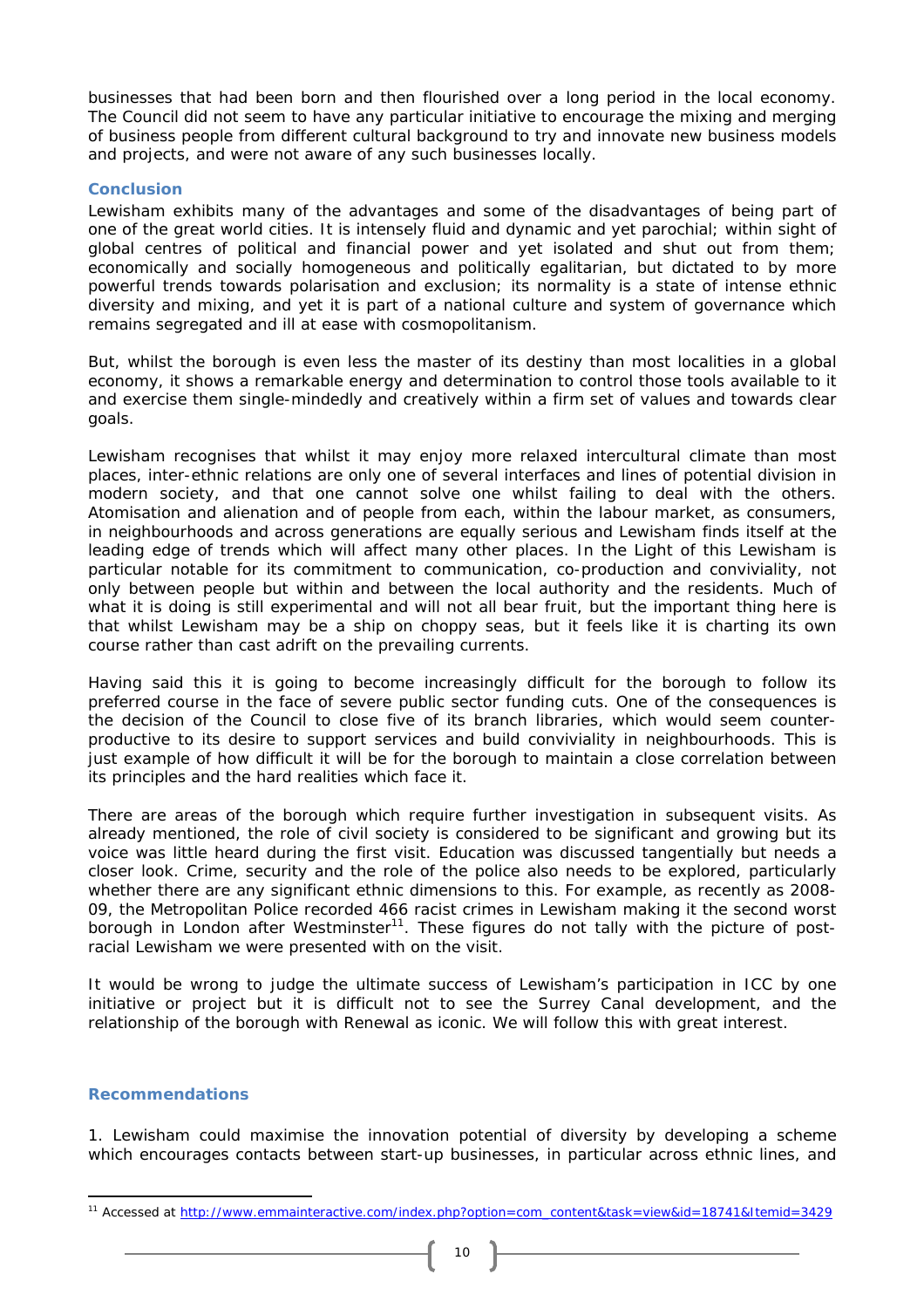businesses that had been born and then flourished over a long period in the local economy. The Council did not seem to have any particular initiative to encourage the mixing and merging of business people from different cultural background to try and innovate new business models and projects, and were not aware of any such businesses locally.

### Conclusion

Lewisham exhibits many of the advantages and some of the disadvantages of being part of one of the great world cities. It is intensely fluid and dynamic and yet parochial; within sight of global centres of political and financial power and yet isolated and shut out from them; economically and socially homogeneous and politically egalitarian, but dictated to by more powerful trends towards polarisation and exclusion; its normality is a state of intense ethnic diversity and mixing, and yet it is part of a national culture and system of governance which remains segregated and ill at ease with cosmopolitanism.

But, whilst the borough is even less the master of its destiny than most localities in a global economy, it shows a remarkable energy and determination to control those tools available to it and exercise them single-mindedly and creatively within a firm set of values and towards clear goals.

Lewisham recognises that whilst it may enjoy more relaxed intercultural climate than most places, inter-ethnic relations are only one of several interfaces and lines of potential division in modern society, and that one cannot solve one whilst failing to deal with the others. Atomisation and alienation and of people from each, within the labour market, as consumers, in neighbourhoods and across generations are equally serious and Lewisham finds itself at the leading edge of trends which will affect many other places. In the Light of this Lewisham is particular notable for its commitment to communication, co-production and conviviality, not only between people but within and between the local authority and the residents. Much of what it is doing is still experimental and will not all bear fruit, but the important thing here is that whilst Lewisham may be a ship on choppy seas, but it feels like it is charting its own course rather than cast adrift on the prevailing currents.

Having said this it is going to become increasingly difficult for the borough to follow its preferred course in the face of severe public sector funding cuts. One of the consequences is the decision of the Council to close five of its branch libraries, which would seem counter-productive to its desire to support services and build conviviality in neighbourhoods. This is just example of how difficult it will be for the borough to maintain a close correlation between its principles and the hard realities which face it.

There are areas of the borough which require further investigation in subsequent visits. As already mentioned, the role of civil society is considered to be significant and growing but its voice was little heard during the first visit. Education was discussed tangentially but needs a closer look. Crime, security and the role of the police also needs to be explored, particularly whether there are any significant ethnic dimensions to this. For example, as recently as 2008-09, the Metropolitan Police recorded 466 racist crimes in Lewisham making it the second worst borough in London after Westminster[11]. These figures do not tally with the picture of post-racial Lewisham we were presented with on the visit.

It would be wrong to judge the ultimate success of Lewisham's participation in ICC by one initiative or project but it is difficult not to see the Surrey Canal development, and the relationship of the borough with Renewal as iconic. We will follow this with great interest.

### Recommendations

1. Lewisham could maximise the innovation potential of diversity by developing a scheme which encourages contacts between start-up businesses, in particular across ethnic lines, and

---

[11] Accessed at http://www.emmainteractive.com/index.php?option=com_content&task=view&id=18741&Itemid=3429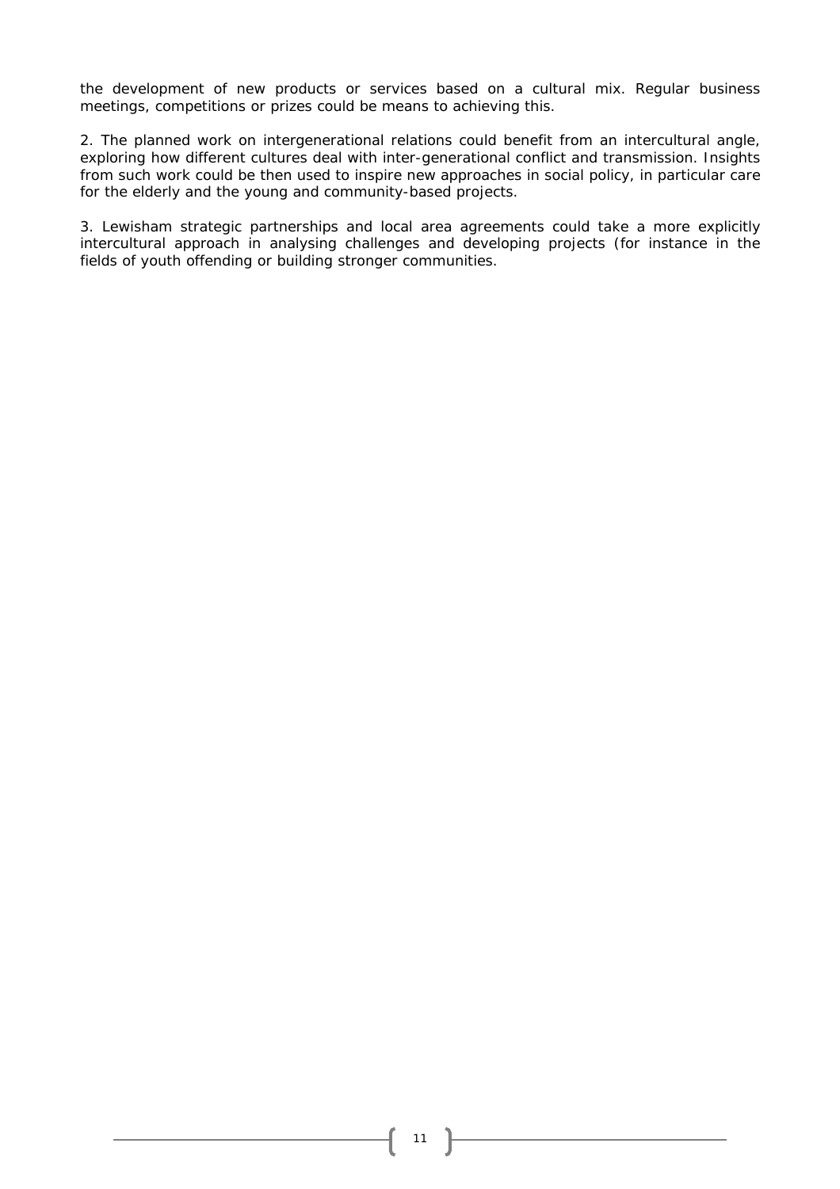the development of new products or services based on a cultural mix. Regular business meetings, competitions or prizes could be means to achieving this.

2. The planned work on intergenerational relations could benefit from an intercultural angle, exploring how different cultures deal with inter-generational conflict and transmission. Insights from such work could be then used to inspire new approaches in social policy, in particular care for the elderly and the young and community-based projects.

3. Lewisham strategic partnerships and local area agreements could take a more explicitly intercultural approach in analysing challenges and developing projects (for instance in the fields of youth offending or building stronger communities.